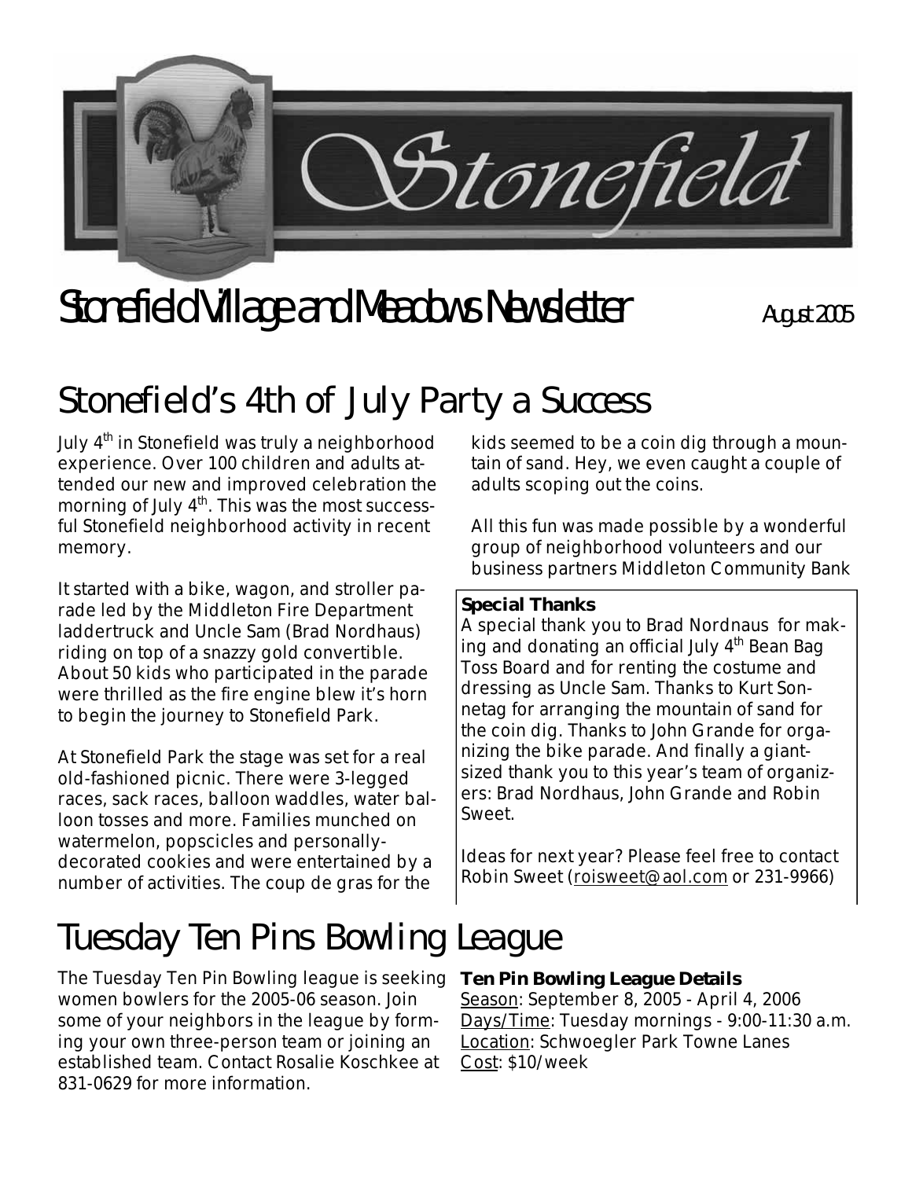# Stonefield Village and Meadows Newsletter

August 2005

## Stonefield's 4th of July Party a Success

July 4th in Stonefield was truly a neighborhood experience. Over 100 children and adults attended our new and improved celebration the morning of July 4th. This was the most successful Stonefield neighborhood activity in recent memory.

It started with a bike, wagon, and stroller parade led by the Middleton Fire Department laddertruck and Uncle Sam (Brad Nordhaus) riding on top of a snazzy gold convertible. About 50 kids who participated in the parade were thrilled as the fire engine blew it's horn to begin the journey to Stonefield Park.

At Stonefield Park the stage was set for a real old-fashioned picnic. There were 3-legged races, sack races, balloon waddles, water balloon tosses and more. Families munched on watermelon, popscicles and personally-decorated cookies and were entertained by a number of activities. The coup de gras for the kids seemed to be a coin dig through a mountain of sand. Hey, we even caught a couple of adults scoping out the coins.

All this fun was made possible by a wonderful group of neighborhood volunteers and our business partners Middleton Community Bank

**Special Thanks**
A special thank you to Brad Nordnaus for making and donating an official July 4th Bean Bag Toss Board and for renting the costume and dressing as Uncle Sam. Thanks to Kurt Sonnetag for arranging the mountain of sand for the coin dig. Thanks to John Grande for organizing the bike parade. And finally a giant-sized thank you to this year's team of organizers: Brad Nordhaus, John Grande and Robin Sweet.

Ideas for next year? Please feel free to contact Robin Sweet (roisweet@aol.com or 231-9966)

## Tuesday Ten Pins Bowling League

The Tuesday Ten Pin Bowling league is seeking women bowlers for the 2005-06 season. Join some of your neighbors in the league by forming your own three-person team or joining an established team. Contact Rosalie Koschkee at 831-0629 for more information.

**Ten Pin Bowling League Details**
Season: September 8, 2005 - April 4, 2006
Days/Time: Tuesday mornings - 9:00-11:30 a.m.
Location: Schwoegler Park Towne Lanes
Cost: $10/week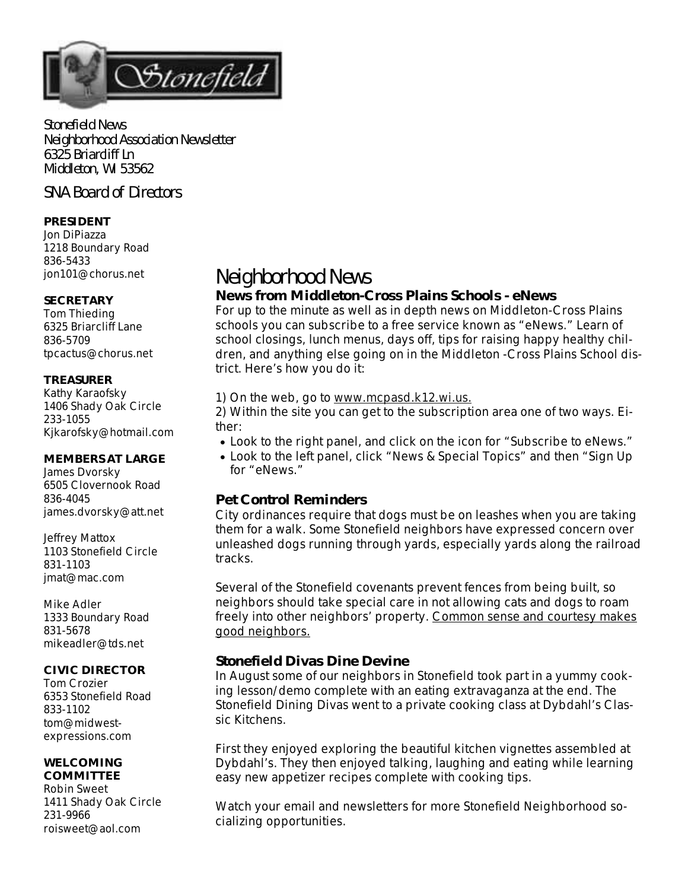Stonefield News
Neighborhood Association Newsletter
6325 Briarcliff Ln
Middleton, WI 53562

## SNA Board of Directors

**PRESIDENT**
Jon DiPiazza
1218 Boundary Road
836-5433
jon101@chorus.net

**SECRETARY**
Tom Thieding
6325 Briarcliff Lane
836-5709
tpcactus@chorus.net

**TREASURER**
Kathy Karaofsky
1406 Shady Oak Circle
233-1055
Kjkarofsky@hotmail.com

**MEMBERS AT LARGE**
James Dvorsky
6505 Clovernook Road
836-4045
james.dvorsky@att.net

Jeffrey Mattox
1103 Stonefield Circle
831-1103
jmat@mac.com

Mike Adler
1333 Boundary Road
831-5678
mikeadler@tds.net

**CIVIC DIRECTOR**
Tom Crozier
6353 Stonefield Road
833-1102
tom@midwest-expressions.com

**WELCOMING COMMITTEE**
Robin Sweet
1411 Shady Oak Circle
231-9966
roisweet@aol.com

# Neighborhood News

### News from Middleton-Cross Plains Schools - eNews

For up to the minute as well as in depth news on Middleton-Cross Plains schools you can subscribe to a free service known as "eNews." Learn of school closings, lunch menus, days off, tips for raising happy healthy children, and anything else going on in the Middleton -Cross Plains School district. Here's how you do it:

1) On the web, go to www.mcpasd.k12.wi.us.

2) Within the site you can get to the subscription area one of two ways. Either:

- Look to the right panel, and click on the icon for "Subscribe to eNews."
- Look to the left panel, click "News & Special Topics" and then "Sign Up for "eNews."

### Pet Control Reminders

City ordinances require that dogs must be on leashes when you are taking them for a walk. Some Stonefield neighbors have expressed concern over unleashed dogs running through yards, especially yards along the railroad tracks.

Several of the Stonefield covenants prevent fences from being built, so neighbors should take special care in not allowing cats and dogs to roam freely into other neighbors' property. Common sense and courtesy makes good neighbors.

### Stonefield Divas Dine Devine

In August some of our neighbors in Stonefield took part in a yummy cooking lesson/demo complete with an eating extravaganza at the end. The Stonefield Dining Divas went to a private cooking class at Dybdahl's Classic Kitchens.

First they enjoyed exploring the beautiful kitchen vignettes assembled at Dybdahl's. They then enjoyed talking, laughing and eating while learning easy new appetizer recipes complete with cooking tips.

Watch your email and newsletters for more Stonefield Neighborhood socializing opportunities.